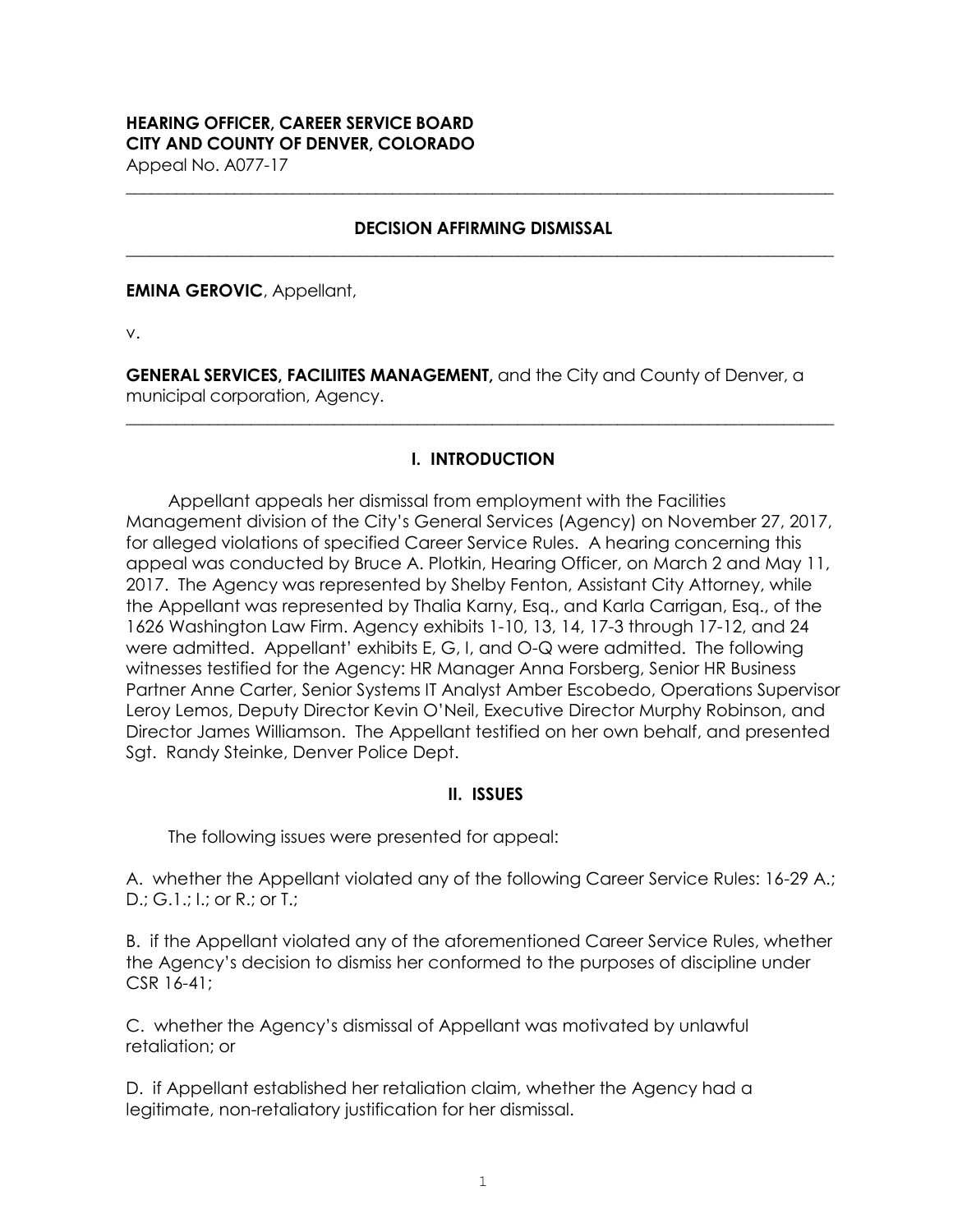**HEARING OFFICER, CAREER SERVICE BOARD**
**CITY AND COUNTY OF DENVER, COLORADO**
Appeal No. A077-17

---

**DECISION AFFIRMING DISMISSAL**

---

**EMINA GEROVIC**, Appellant,

v.

**GENERAL SERVICES, FACILIITES MANAGEMENT,** and the City and County of Denver, a municipal corporation, Agency.

---

## I. INTRODUCTION

Appellant appeals her dismissal from employment with the Facilities Management division of the City's General Services (Agency) on November 27, 2017, for alleged violations of specified Career Service Rules. A hearing concerning this appeal was conducted by Bruce A. Plotkin, Hearing Officer, on March 2 and May 11, 2017. The Agency was represented by Shelby Fenton, Assistant City Attorney, while the Appellant was represented by Thalia Karny, Esq., and Karla Carrigan, Esq., of the 1626 Washington Law Firm. Agency exhibits 1-10, 13, 14, 17-3 through 17-12, and 24 were admitted. Appellant' exhibits E, G, I, and O-Q were admitted. The following witnesses testified for the Agency: HR Manager Anna Forsberg, Senior HR Business Partner Anne Carter, Senior Systems IT Analyst Amber Escobedo, Operations Supervisor Leroy Lemos, Deputy Director Kevin O'Neil, Executive Director Murphy Robinson, and Director James Williamson. The Appellant testified on her own behalf, and presented Sgt. Randy Steinke, Denver Police Dept.

## II. ISSUES

The following issues were presented for appeal:

A. whether the Appellant violated any of the following Career Service Rules: 16-29 A.; D.; G.1.; I.; or R.; or T.;

B. if the Appellant violated any of the aforementioned Career Service Rules, whether the Agency's decision to dismiss her conformed to the purposes of discipline under CSR 16-41;

C. whether the Agency's dismissal of Appellant was motivated by unlawful retaliation; or

D. if Appellant established her retaliation claim, whether the Agency had a legitimate, non-retaliatory justification for her dismissal.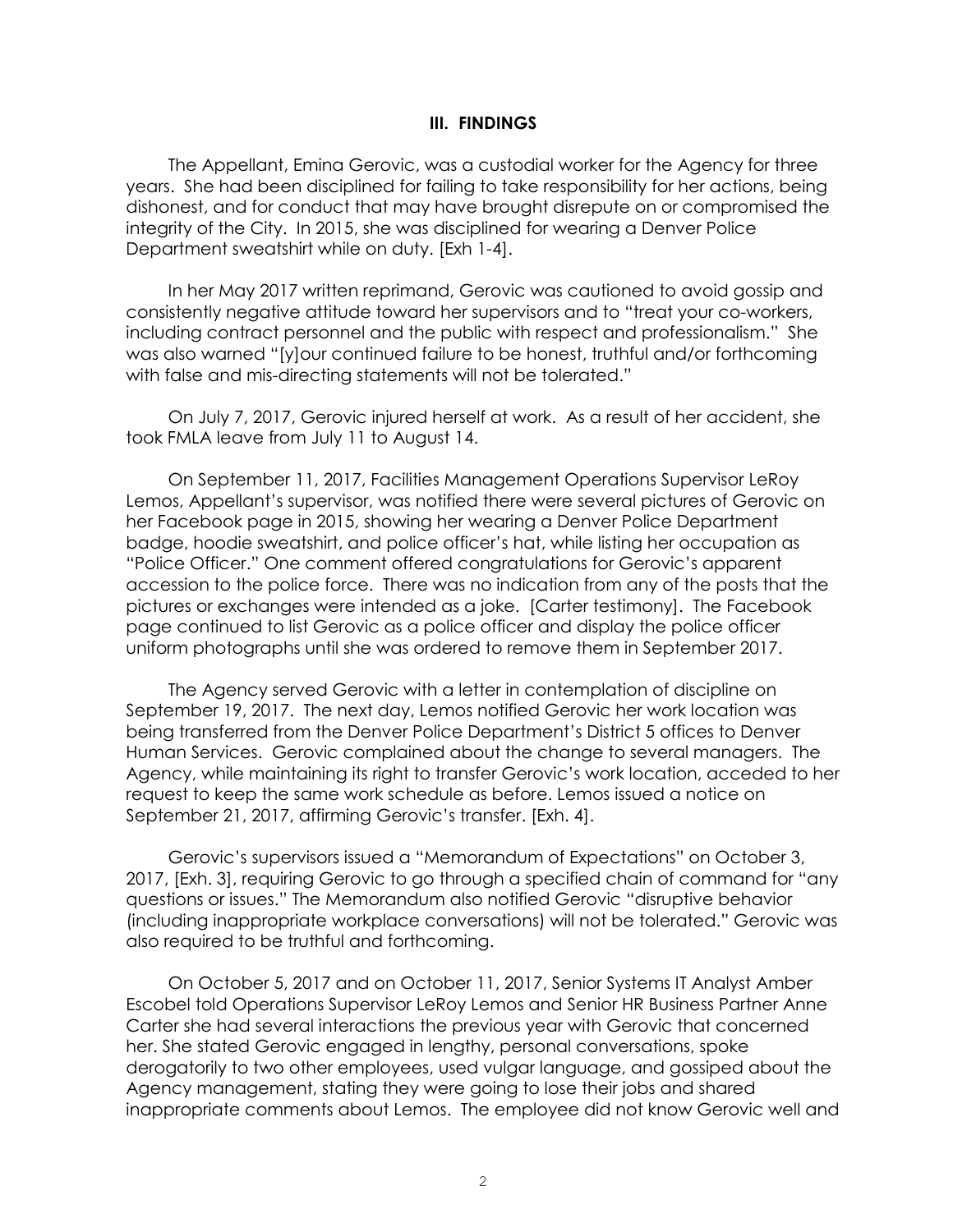## III. FINDINGS

The Appellant, Emina Gerovic, was a custodial worker for the Agency for three years. She had been disciplined for failing to take responsibility for her actions, being dishonest, and for conduct that may have brought disrepute on or compromised the integrity of the City. In 2015, she was disciplined for wearing a Denver Police Department sweatshirt while on duty. [Exh 1-4].

In her May 2017 written reprimand, Gerovic was cautioned to avoid gossip and consistently negative attitude toward her supervisors and to "treat your co-workers, including contract personnel and the public with respect and professionalism." She was also warned "[y]our continued failure to be honest, truthful and/or forthcoming with false and mis-directing statements will not be tolerated."

On July 7, 2017, Gerovic injured herself at work. As a result of her accident, she took FMLA leave from July 11 to August 14.

On September 11, 2017, Facilities Management Operations Supervisor LeRoy Lemos, Appellant's supervisor, was notified there were several pictures of Gerovic on her Facebook page in 2015, showing her wearing a Denver Police Department badge, hoodie sweatshirt, and police officer's hat, while listing her occupation as "Police Officer." One comment offered congratulations for Gerovic's apparent accession to the police force. There was no indication from any of the posts that the pictures or exchanges were intended as a joke. [Carter testimony]. The Facebook page continued to list Gerovic as a police officer and display the police officer uniform photographs until she was ordered to remove them in September 2017.

The Agency served Gerovic with a letter in contemplation of discipline on September 19, 2017. The next day, Lemos notified Gerovic her work location was being transferred from the Denver Police Department's District 5 offices to Denver Human Services. Gerovic complained about the change to several managers. The Agency, while maintaining its right to transfer Gerovic's work location, acceded to her request to keep the same work schedule as before. Lemos issued a notice on September 21, 2017, affirming Gerovic's transfer. [Exh. 4].

Gerovic's supervisors issued a "Memorandum of Expectations" on October 3, 2017, [Exh. 3], requiring Gerovic to go through a specified chain of command for "any questions or issues." The Memorandum also notified Gerovic "disruptive behavior (including inappropriate workplace conversations) will not be tolerated." Gerovic was also required to be truthful and forthcoming.

On October 5, 2017 and on October 11, 2017, Senior Systems IT Analyst Amber Escobel told Operations Supervisor LeRoy Lemos and Senior HR Business Partner Anne Carter she had several interactions the previous year with Gerovic that concerned her. She stated Gerovic engaged in lengthy, personal conversations, spoke derogatorily to two other employees, used vulgar language, and gossiped about the Agency management, stating they were going to lose their jobs and shared inappropriate comments about Lemos. The employee did not know Gerovic well and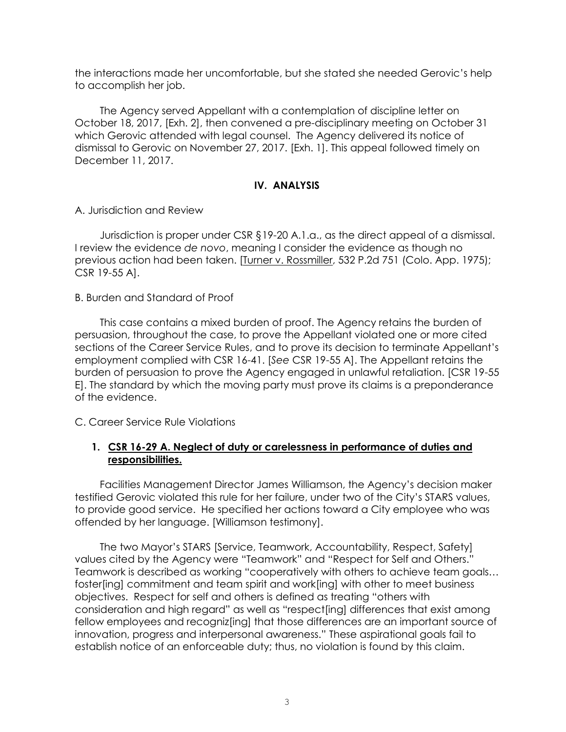the interactions made her uncomfortable, but she stated she needed Gerovic's help to accomplish her job.

The Agency served Appellant with a contemplation of discipline letter on October 18, 2017, [Exh. 2], then convened a pre-disciplinary meeting on October 31 which Gerovic attended with legal counsel. The Agency delivered its notice of dismissal to Gerovic on November 27, 2017. [Exh. 1]. This appeal followed timely on December 11, 2017.

## IV. ANALYSIS

A. Jurisdiction and Review

Jurisdiction is proper under CSR §19-20 A.1.a., as the direct appeal of a dismissal. I review the evidence *de novo*, meaning I consider the evidence as though no previous action had been taken. [Turner v. Rossmiller, 532 P.2d 751 (Colo. App. 1975); CSR 19-55 A].

B. Burden and Standard of Proof

This case contains a mixed burden of proof. The Agency retains the burden of persuasion, throughout the case, to prove the Appellant violated one or more cited sections of the Career Service Rules, and to prove its decision to terminate Appellant's employment complied with CSR 16-41. [*See* CSR 19-55 A]. The Appellant retains the burden of persuasion to prove the Agency engaged in unlawful retaliation. [CSR 19-55 E]. The standard by which the moving party must prove its claims is a preponderance of the evidence.

C. Career Service Rule Violations

1. **CSR 16-29 A. Neglect of duty or carelessness in performance of duties and responsibilities.**

Facilities Management Director James Williamson, the Agency's decision maker testified Gerovic violated this rule for her failure, under two of the City's STARS values, to provide good service. He specified her actions toward a City employee who was offended by her language. [Williamson testimony].

The two Mayor's STARS [Service, Teamwork, Accountability, Respect, Safety] values cited by the Agency were "Teamwork" and "Respect for Self and Others." Teamwork is described as working "cooperatively with others to achieve team goals… foster[ing] commitment and team spirit and work[ing] with other to meet business objectives. Respect for self and others is defined as treating "others with consideration and high regard" as well as "respect[ing] differences that exist among fellow employees and recogniz[ing] that those differences are an important source of innovation, progress and interpersonal awareness." These aspirational goals fail to establish notice of an enforceable duty; thus, no violation is found by this claim.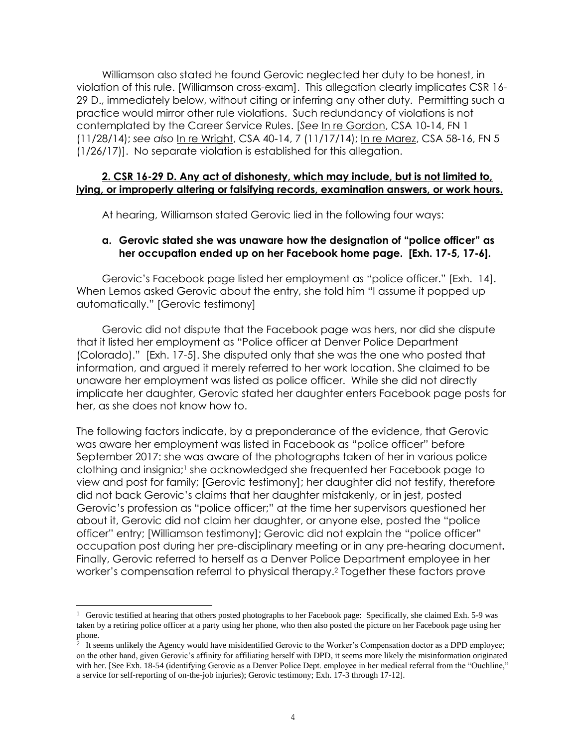Williamson also stated he found Gerovic neglected her duty to be honest, in violation of this rule. [Williamson cross-exam]. This allegation clearly implicates CSR 16-29 D., immediately below, without citing or inferring any other duty. Permitting such a practice would mirror other rule violations. Such redundancy of violations is not contemplated by the Career Service Rules. [*See* In re Gordon, CSA 10-14, FN 1 (11/28/14); *see also* In re Wright, CSA 40-14, 7 (11/17/14); In re Marez, CSA 58-16, FN 5 (1/26/17)]. No separate violation is established for this allegation.

**2. CSR 16-29 D. Any act of dishonesty, which may include, but is not limited to, lying, or improperly altering or falsifying records, examination answers, or work hours.**

At hearing, Williamson stated Gerovic lied in the following four ways:

**a. Gerovic stated she was unaware how the designation of "police officer" as her occupation ended up on her Facebook home page. [Exh. 17-5, 17-6].**

Gerovic's Facebook page listed her employment as "police officer." [Exh. 14]. When Lemos asked Gerovic about the entry, she told him "I assume it popped up automatically." [Gerovic testimony]

Gerovic did not dispute that the Facebook page was hers, nor did she dispute that it listed her employment as "Police officer at Denver Police Department (Colorado)." [Exh. 17-5]. She disputed only that she was the one who posted that information, and argued it merely referred to her work location. She claimed to be unaware her employment was listed as police officer. While she did not directly implicate her daughter, Gerovic stated her daughter enters Facebook page posts for her, as she does not know how to.

The following factors indicate, by a preponderance of the evidence, that Gerovic was aware her employment was listed in Facebook as "police officer" before September 2017: she was aware of the photographs taken of her in various police clothing and insignia;[1] she acknowledged she frequented her Facebook page to view and post for family; [Gerovic testimony]; her daughter did not testify, therefore did not back Gerovic's claims that her daughter mistakenly, or in jest, posted Gerovic's profession as "police officer;" at the time her supervisors questioned her about it, Gerovic did not claim her daughter, or anyone else, posted the "police officer" entry; [Williamson testimony]; Gerovic did not explain the "police officer" occupation post during her pre-disciplinary meeting or in any pre-hearing document**.** Finally, Gerovic referred to herself as a Denver Police Department employee in her worker's compensation referral to physical therapy.[2] Together these factors prove

---

[1] Gerovic testified at hearing that others posted photographs to her Facebook page: Specifically, she claimed Exh. 5-9 was taken by a retiring police officer at a party using her phone, who then also posted the picture on her Facebook page using her phone.

[2] It seems unlikely the Agency would have misidentified Gerovic to the Worker's Compensation doctor as a DPD employee; on the other hand, given Gerovic's affinity for affiliating herself with DPD, it seems more likely the misinformation originated with her. [See Exh. 18-54 (identifying Gerovic as a Denver Police Dept. employee in her medical referral from the "Ouchline," a service for self-reporting of on-the-job injuries); Gerovic testimony; Exh. 17-3 through 17-12].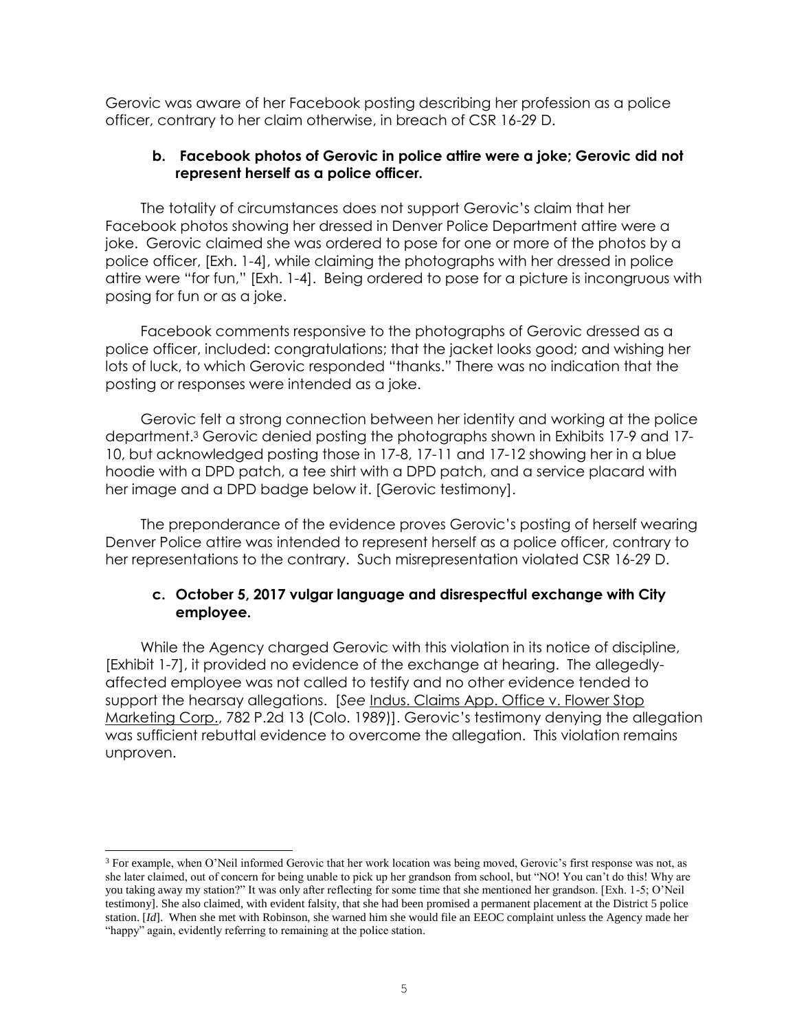Gerovic was aware of her Facebook posting describing her profession as a police officer, contrary to her claim otherwise, in breach of CSR 16-29 D.

### b. Facebook photos of Gerovic in police attire were a joke; Gerovic did not represent herself as a police officer.

The totality of circumstances does not support Gerovic's claim that her Facebook photos showing her dressed in Denver Police Department attire were a joke. Gerovic claimed she was ordered to pose for one or more of the photos by a police officer, [Exh. 1-4], while claiming the photographs with her dressed in police attire were "for fun," [Exh. 1-4]. Being ordered to pose for a picture is incongruous with posing for fun or as a joke.

Facebook comments responsive to the photographs of Gerovic dressed as a police officer, included: congratulations; that the jacket looks good; and wishing her lots of luck, to which Gerovic responded "thanks." There was no indication that the posting or responses were intended as a joke.

Gerovic felt a strong connection between her identity and working at the police department.[3] Gerovic denied posting the photographs shown in Exhibits 17-9 and 17-10, but acknowledged posting those in 17-8, 17-11 and 17-12 showing her in a blue hoodie with a DPD patch, a tee shirt with a DPD patch, and a service placard with her image and a DPD badge below it. [Gerovic testimony].

The preponderance of the evidence proves Gerovic's posting of herself wearing Denver Police attire was intended to represent herself as a police officer, contrary to her representations to the contrary. Such misrepresentation violated CSR 16-29 D.

### c. October 5, 2017 vulgar language and disrespectful exchange with City employee.

While the Agency charged Gerovic with this violation in its notice of discipline, [Exhibit 1-7], it provided no evidence of the exchange at hearing. The allegedly-affected employee was not called to testify and no other evidence tended to support the hearsay allegations. [*See* Indus. Claims App. Office v. Flower Stop Marketing Corp., 782 P.2d 13 (Colo. 1989)]. Gerovic's testimony denying the allegation was sufficient rebuttal evidence to overcome the allegation. This violation remains unproven.

---

[3] For example, when O'Neil informed Gerovic that her work location was being moved, Gerovic's first response was not, as she later claimed, out of concern for being unable to pick up her grandson from school, but "NO! You can't do this! Why are you taking away my station?" It was only after reflecting for some time that she mentioned her grandson. [Exh. 1-5; O'Neil testimony]. She also claimed, with evident falsity, that she had been promised a permanent placement at the District 5 police station. [*Id*]. When she met with Robinson, she warned him she would file an EEOC complaint unless the Agency made her "happy" again, evidently referring to remaining at the police station.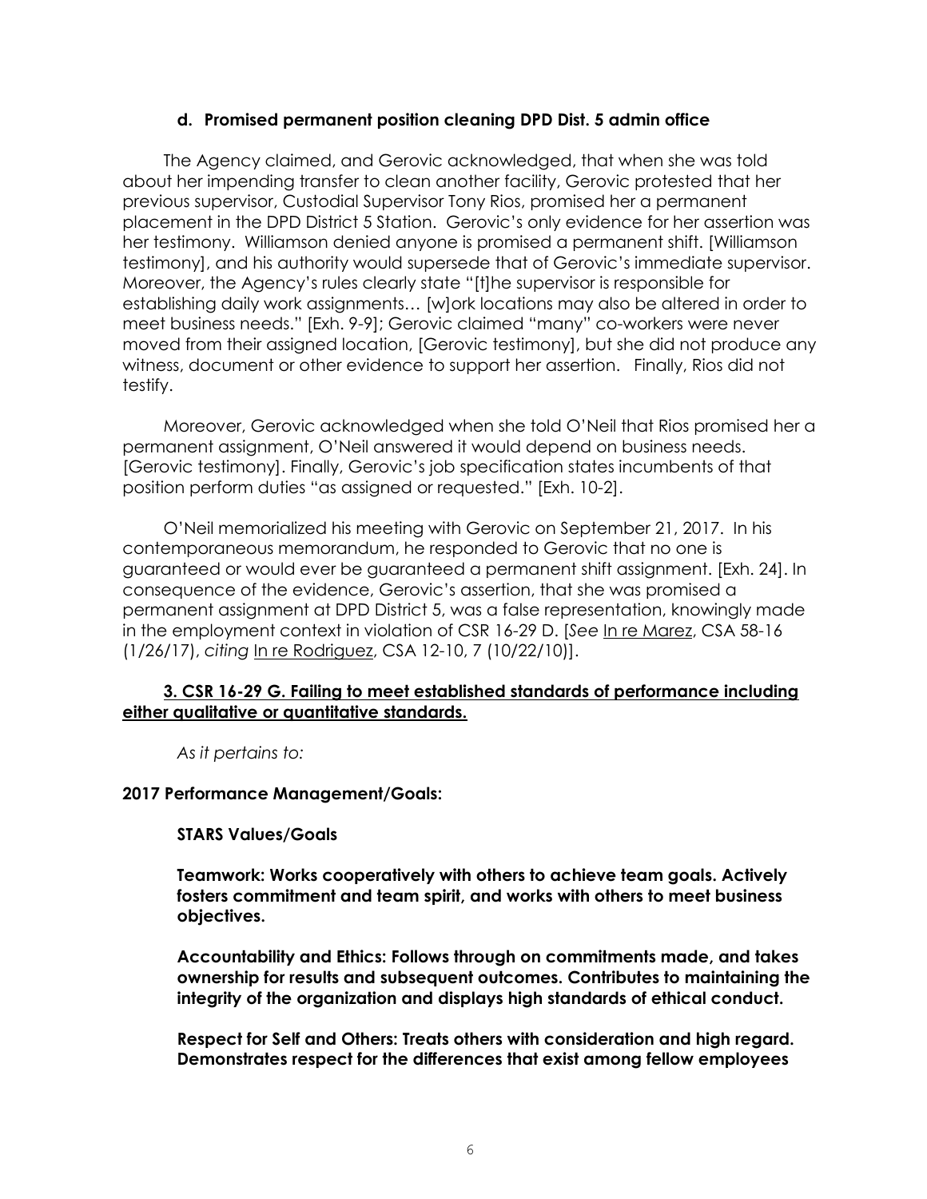#### d. Promised permanent position cleaning DPD Dist. 5 admin office

The Agency claimed, and Gerovic acknowledged, that when she was told about her impending transfer to clean another facility, Gerovic protested that her previous supervisor, Custodial Supervisor Tony Rios, promised her a permanent placement in the DPD District 5 Station. Gerovic's only evidence for her assertion was her testimony. Williamson denied anyone is promised a permanent shift. [Williamson testimony], and his authority would supersede that of Gerovic's immediate supervisor. Moreover, the Agency's rules clearly state "[t]he supervisor is responsible for establishing daily work assignments… [w]ork locations may also be altered in order to meet business needs." [Exh. 9-9]; Gerovic claimed "many" co-workers were never moved from their assigned location, [Gerovic testimony], but she did not produce any witness, document or other evidence to support her assertion. Finally, Rios did not testify.

Moreover, Gerovic acknowledged when she told O'Neil that Rios promised her a permanent assignment, O'Neil answered it would depend on business needs. [Gerovic testimony]. Finally, Gerovic's job specification states incumbents of that position perform duties "as assigned or requested." [Exh. 10-2].

O'Neil memorialized his meeting with Gerovic on September 21, 2017. In his contemporaneous memorandum, he responded to Gerovic that no one is guaranteed or would ever be guaranteed a permanent shift assignment. [Exh. 24]. In consequence of the evidence, Gerovic's assertion, that she was promised a permanent assignment at DPD District 5, was a false representation, knowingly made in the employment context in violation of CSR 16-29 D. [*See* In re Marez, CSA 58-16 (1/26/17), *citing* In re Rodriguez, CSA 12-10, 7 (10/22/10)].

### 3. CSR 16-29 G. Failing to meet established standards of performance including either qualitative or quantitative standards.

*As it pertains to:*

**2017 Performance Management/Goals:**

**STARS Values/Goals**

**Teamwork: Works cooperatively with others to achieve team goals. Actively fosters commitment and team spirit, and works with others to meet business objectives.**

**Accountability and Ethics: Follows through on commitments made, and takes ownership for results and subsequent outcomes. Contributes to maintaining the integrity of the organization and displays high standards of ethical conduct.**

**Respect for Self and Others: Treats others with consideration and high regard. Demonstrates respect for the differences that exist among fellow employees**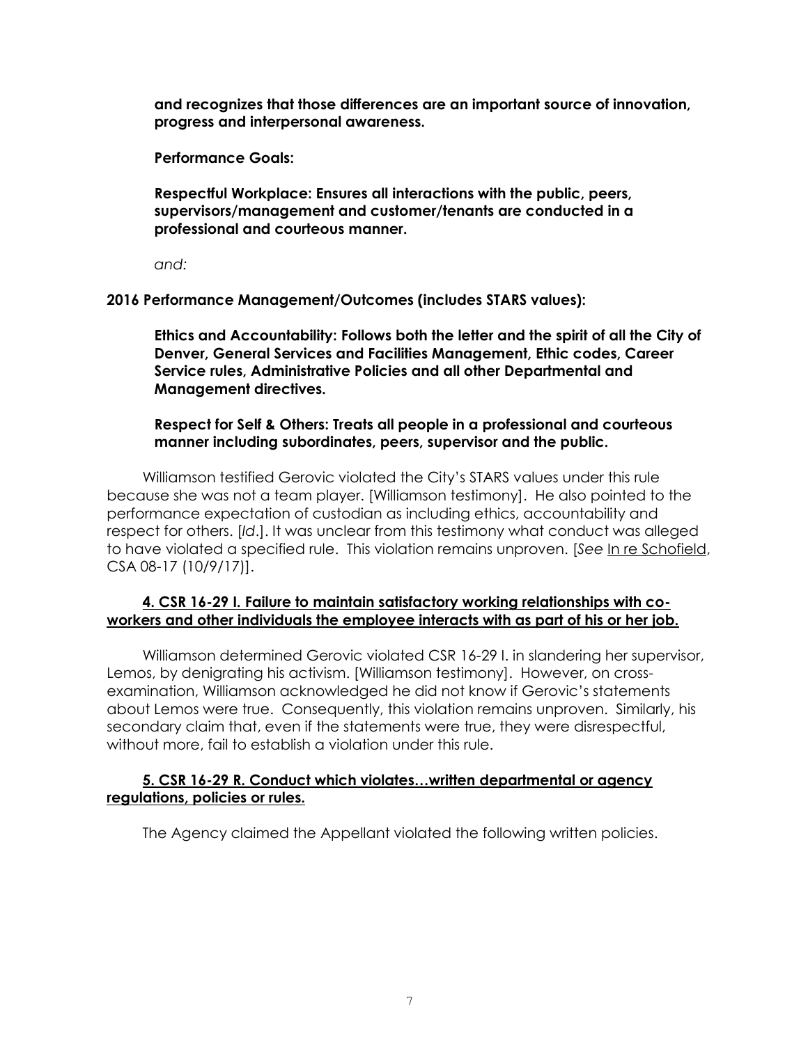**and recognizes that those differences are an important source of innovation, progress and interpersonal awareness.**

**Performance Goals:**

**Respectful Workplace: Ensures all interactions with the public, peers, supervisors/management and customer/tenants are conducted in a professional and courteous manner.**

*and:*

**2016 Performance Management/Outcomes (includes STARS values):**

**Ethics and Accountability: Follows both the letter and the spirit of all the City of Denver, General Services and Facilities Management, Ethic codes, Career Service rules, Administrative Policies and all other Departmental and Management directives.**

**Respect for Self & Others: Treats all people in a professional and courteous manner including subordinates, peers, supervisor and the public.**

Williamson testified Gerovic violated the City's STARS values under this rule because she was not a team player. [Williamson testimony]. He also pointed to the performance expectation of custodian as including ethics, accountability and respect for others. [*Id*.]. It was unclear from this testimony what conduct was alleged to have violated a specified rule. This violation remains unproven. [*See* In re Schofield, CSA 08-17 (10/9/17)].

**4. CSR 16-29 I. Failure to maintain satisfactory working relationships with co-workers and other individuals the employee interacts with as part of his or her job.**

Williamson determined Gerovic violated CSR 16-29 I. in slandering her supervisor, Lemos, by denigrating his activism. [Williamson testimony]. However, on cross-examination, Williamson acknowledged he did not know if Gerovic's statements about Lemos were true. Consequently, this violation remains unproven. Similarly, his secondary claim that, even if the statements were true, they were disrespectful, without more, fail to establish a violation under this rule.

**5. CSR 16-29 R. Conduct which violates…written departmental or agency regulations, policies or rules.**

The Agency claimed the Appellant violated the following written policies.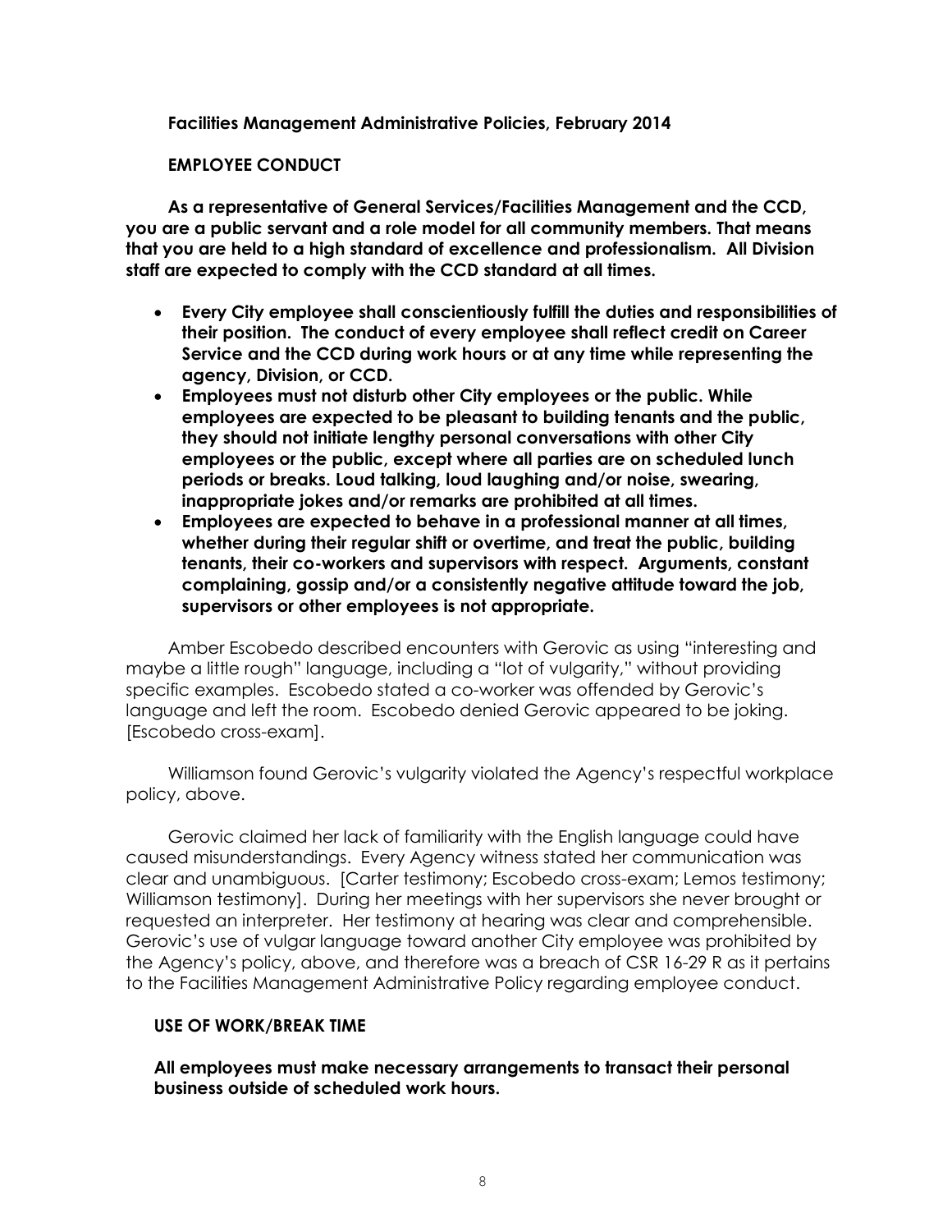**Facilities Management Administrative Policies, February 2014**

**EMPLOYEE CONDUCT**

**As a representative of General Services/Facilities Management and the CCD, you are a public servant and a role model for all community members. That means that you are held to a high standard of excellence and professionalism. All Division staff are expected to comply with the CCD standard at all times.**

- **Every City employee shall conscientiously fulfill the duties and responsibilities of their position. The conduct of every employee shall reflect credit on Career Service and the CCD during work hours or at any time while representing the agency, Division, or CCD.**
- **Employees must not disturb other City employees or the public. While employees are expected to be pleasant to building tenants and the public, they should not initiate lengthy personal conversations with other City employees or the public, except where all parties are on scheduled lunch periods or breaks. Loud talking, loud laughing and/or noise, swearing, inappropriate jokes and/or remarks are prohibited at all times.**
- **Employees are expected to behave in a professional manner at all times, whether during their regular shift or overtime, and treat the public, building tenants, their co-workers and supervisors with respect. Arguments, constant complaining, gossip and/or a consistently negative attitude toward the job, supervisors or other employees is not appropriate.**

Amber Escobedo described encounters with Gerovic as using "interesting and maybe a little rough" language, including a "lot of vulgarity," without providing specific examples. Escobedo stated a co-worker was offended by Gerovic's language and left the room. Escobedo denied Gerovic appeared to be joking. [Escobedo cross-exam].

Williamson found Gerovic's vulgarity violated the Agency's respectful workplace policy, above.

Gerovic claimed her lack of familiarity with the English language could have caused misunderstandings. Every Agency witness stated her communication was clear and unambiguous. [Carter testimony; Escobedo cross-exam; Lemos testimony; Williamson testimony]. During her meetings with her supervisors she never brought or requested an interpreter. Her testimony at hearing was clear and comprehensible. Gerovic's use of vulgar language toward another City employee was prohibited by the Agency's policy, above, and therefore was a breach of CSR 16-29 R as it pertains to the Facilities Management Administrative Policy regarding employee conduct.

**USE OF WORK/BREAK TIME**

**All employees must make necessary arrangements to transact their personal business outside of scheduled work hours.**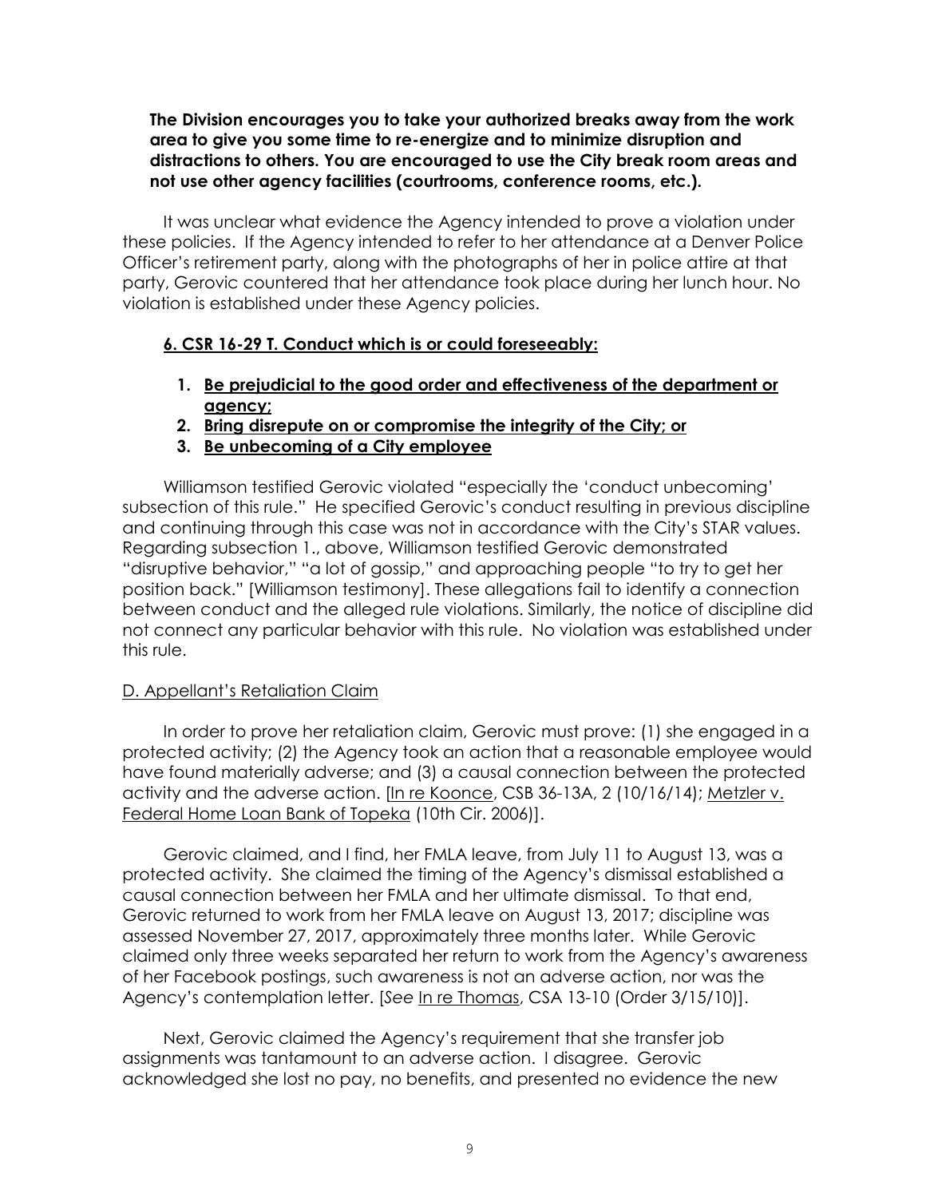**The Division encourages you to take your authorized breaks away from the work area to give you some time to re-energize and to minimize disruption and distractions to others. You are encouraged to use the City break room areas and not use other agency facilities (courtrooms, conference rooms, etc.).**

It was unclear what evidence the Agency intended to prove a violation under these policies. If the Agency intended to refer to her attendance at a Denver Police Officer's retirement party, along with the photographs of her in police attire at that party, Gerovic countered that her attendance took place during her lunch hour. No violation is established under these Agency policies.

**6. CSR 16-29 T. Conduct which is or could foreseeably:**

1. **Be prejudicial to the good order and effectiveness of the department or agency;**
2. **Bring disrepute on or compromise the integrity of the City; or**
3. **Be unbecoming of a City employee**

Williamson testified Gerovic violated "especially the 'conduct unbecoming' subsection of this rule." He specified Gerovic's conduct resulting in previous discipline and continuing through this case was not in accordance with the City's STAR values. Regarding subsection 1., above, Williamson testified Gerovic demonstrated "disruptive behavior," "a lot of gossip," and approaching people "to try to get her position back." [Williamson testimony]. These allegations fail to identify a connection between conduct and the alleged rule violations. Similarly, the notice of discipline did not connect any particular behavior with this rule. No violation was established under this rule.

D. Appellant's Retaliation Claim

In order to prove her retaliation claim, Gerovic must prove: (1) she engaged in a protected activity; (2) the Agency took an action that a reasonable employee would have found materially adverse; and (3) a causal connection between the protected activity and the adverse action. [In re Koonce, CSB 36-13A, 2 (10/16/14); Metzler v. Federal Home Loan Bank of Topeka (10th Cir. 2006)].

Gerovic claimed, and I find, her FMLA leave, from July 11 to August 13, was a protected activity. She claimed the timing of the Agency's dismissal established a causal connection between her FMLA and her ultimate dismissal. To that end, Gerovic returned to work from her FMLA leave on August 13, 2017; discipline was assessed November 27, 2017, approximately three months later. While Gerovic claimed only three weeks separated her return to work from the Agency's awareness of her Facebook postings, such awareness is not an adverse action, nor was the Agency's contemplation letter. [*See* In re Thomas, CSA 13-10 (Order 3/15/10)].

Next, Gerovic claimed the Agency's requirement that she transfer job assignments was tantamount to an adverse action. I disagree. Gerovic acknowledged she lost no pay, no benefits, and presented no evidence the new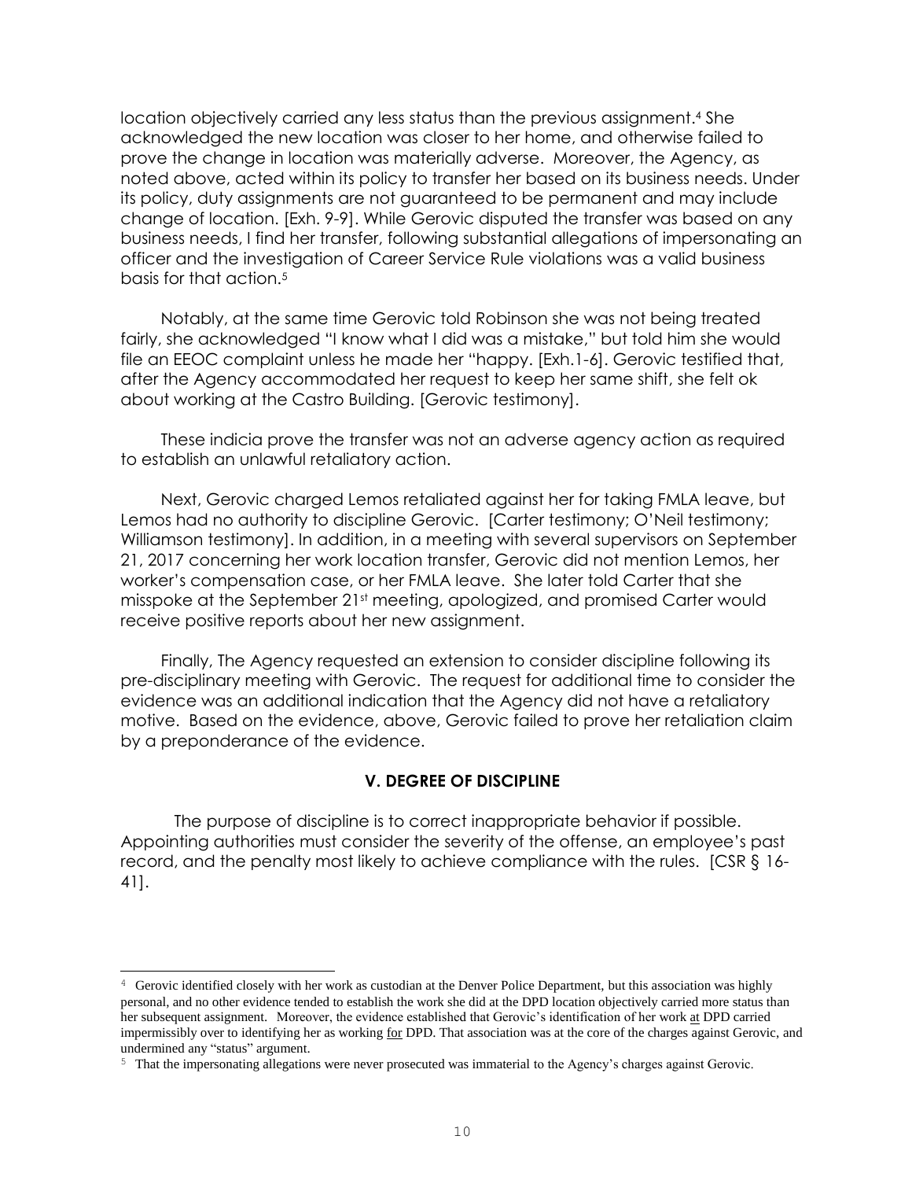location objectively carried any less status than the previous assignment.[4] She acknowledged the new location was closer to her home, and otherwise failed to prove the change in location was materially adverse. Moreover, the Agency, as noted above, acted within its policy to transfer her based on its business needs. Under its policy, duty assignments are not guaranteed to be permanent and may include change of location. [Exh. 9-9]. While Gerovic disputed the transfer was based on any business needs, I find her transfer, following substantial allegations of impersonating an officer and the investigation of Career Service Rule violations was a valid business basis for that action.[5]

Notably, at the same time Gerovic told Robinson she was not being treated fairly, she acknowledged "I know what I did was a mistake," but told him she would file an EEOC complaint unless he made her "happy. [Exh.1-6]. Gerovic testified that, after the Agency accommodated her request to keep her same shift, she felt ok about working at the Castro Building. [Gerovic testimony].

These indicia prove the transfer was not an adverse agency action as required to establish an unlawful retaliatory action.

Next, Gerovic charged Lemos retaliated against her for taking FMLA leave, but Lemos had no authority to discipline Gerovic. [Carter testimony; O'Neil testimony; Williamson testimony]. In addition, in a meeting with several supervisors on September 21, 2017 concerning her work location transfer, Gerovic did not mention Lemos, her worker's compensation case, or her FMLA leave. She later told Carter that she misspoke at the September 21st meeting, apologized, and promised Carter would receive positive reports about her new assignment.

Finally, The Agency requested an extension to consider discipline following its pre-disciplinary meeting with Gerovic. The request for additional time to consider the evidence was an additional indication that the Agency did not have a retaliatory motive. Based on the evidence, above, Gerovic failed to prove her retaliation claim by a preponderance of the evidence.

## V. DEGREE OF DISCIPLINE

The purpose of discipline is to correct inappropriate behavior if possible. Appointing authorities must consider the severity of the offense, an employee's past record, and the penalty most likely to achieve compliance with the rules. [CSR § 16-41].

---

[4] Gerovic identified closely with her work as custodian at the Denver Police Department, but this association was highly personal, and no other evidence tended to establish the work she did at the DPD location objectively carried more status than her subsequent assignment. Moreover, the evidence established that Gerovic's identification of her work at DPD carried impermissibly over to identifying her as working for DPD. That association was at the core of the charges against Gerovic, and undermined any "status" argument.

[5] That the impersonating allegations were never prosecuted was immaterial to the Agency's charges against Gerovic.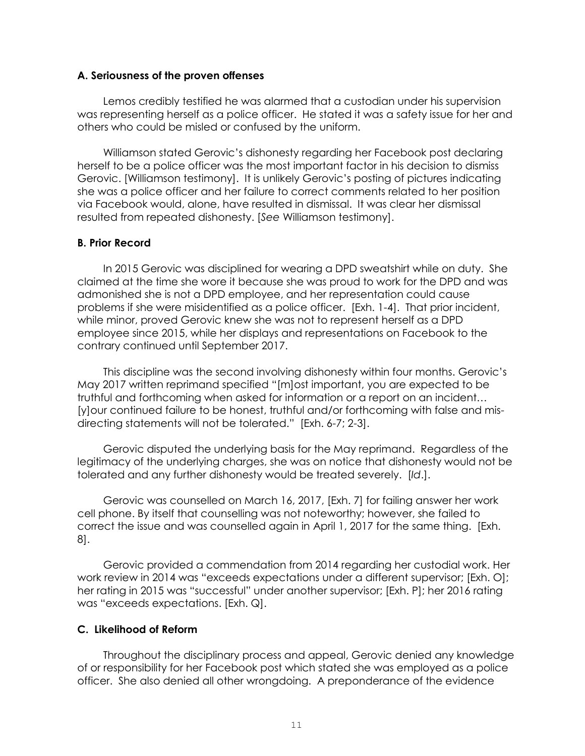### A. Seriousness of the proven offenses

Lemos credibly testified he was alarmed that a custodian under his supervision was representing herself as a police officer. He stated it was a safety issue for her and others who could be misled or confused by the uniform.

Williamson stated Gerovic's dishonesty regarding her Facebook post declaring herself to be a police officer was the most important factor in his decision to dismiss Gerovic. [Williamson testimony]. It is unlikely Gerovic's posting of pictures indicating she was a police officer and her failure to correct comments related to her position via Facebook would, alone, have resulted in dismissal. It was clear her dismissal resulted from repeated dishonesty. [*See* Williamson testimony].

### B. Prior Record

In 2015 Gerovic was disciplined for wearing a DPD sweatshirt while on duty. She claimed at the time she wore it because she was proud to work for the DPD and was admonished she is not a DPD employee, and her representation could cause problems if she were misidentified as a police officer. [Exh. 1-4]. That prior incident, while minor, proved Gerovic knew she was not to represent herself as a DPD employee since 2015, while her displays and representations on Facebook to the contrary continued until September 2017.

This discipline was the second involving dishonesty within four months. Gerovic's May 2017 written reprimand specified "[m]ost important, you are expected to be truthful and forthcoming when asked for information or a report on an incident… [y]our continued failure to be honest, truthful and/or forthcoming with false and mis-directing statements will not be tolerated." [Exh. 6-7; 2-3].

Gerovic disputed the underlying basis for the May reprimand. Regardless of the legitimacy of the underlying charges, she was on notice that dishonesty would not be tolerated and any further dishonesty would be treated severely. [*Id*.].

Gerovic was counselled on March 16, 2017, [Exh. 7] for failing answer her work cell phone. By itself that counselling was not noteworthy; however, she failed to correct the issue and was counselled again in April 1, 2017 for the same thing. [Exh. 8].

Gerovic provided a commendation from 2014 regarding her custodial work. Her work review in 2014 was "exceeds expectations under a different supervisor; [Exh. O]; her rating in 2015 was "successful" under another supervisor; [Exh. P]; her 2016 rating was "exceeds expectations. [Exh. Q].

### C. Likelihood of Reform

Throughout the disciplinary process and appeal, Gerovic denied any knowledge of or responsibility for her Facebook post which stated she was employed as a police officer. She also denied all other wrongdoing. A preponderance of the evidence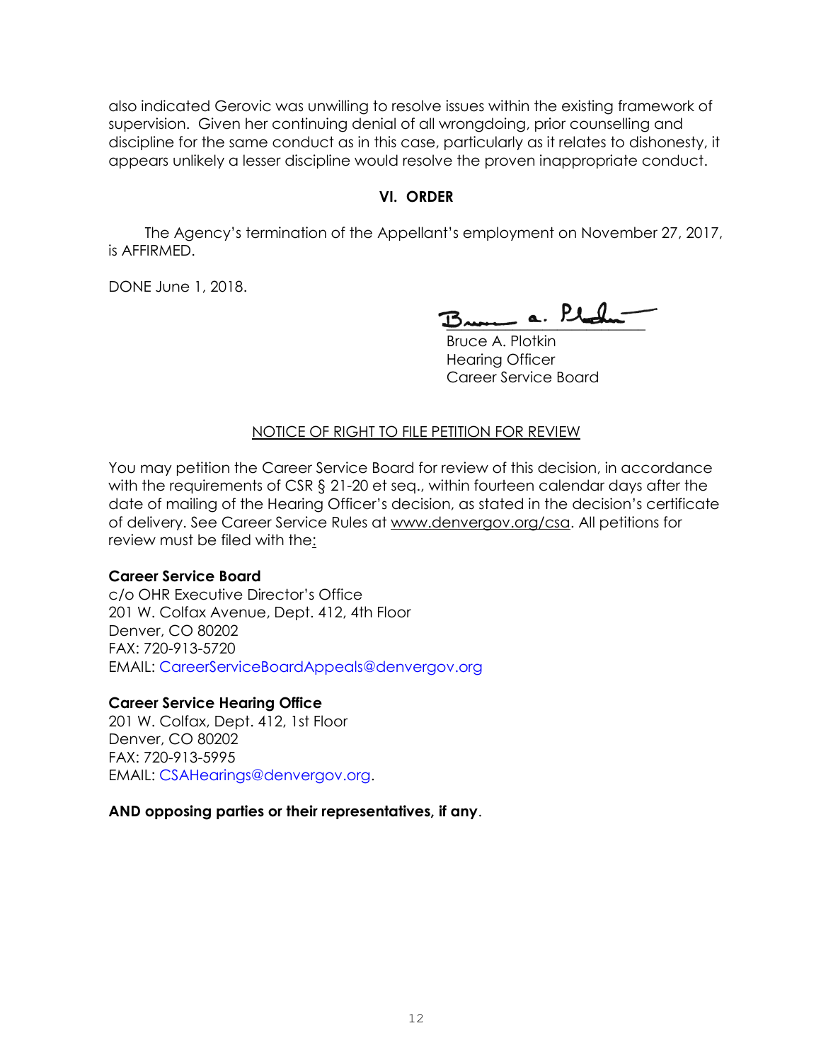also indicated Gerovic was unwilling to resolve issues within the existing framework of supervision. Given her continuing denial of all wrongdoing, prior counselling and discipline for the same conduct as in this case, particularly as it relates to dishonesty, it appears unlikely a lesser discipline would resolve the proven inappropriate conduct.

## VI. ORDER

The Agency's termination of the Appellant's employment on November 27, 2017, is AFFIRMED.

DONE June 1, 2018.

Bruce A. Plotkin
Hearing Officer
Career Service Board

NOTICE OF RIGHT TO FILE PETITION FOR REVIEW

You may petition the Career Service Board for review of this decision, in accordance with the requirements of CSR § 21-20 et seq., within fourteen calendar days after the date of mailing of the Hearing Officer's decision, as stated in the decision's certificate of delivery. See Career Service Rules at www.denvergov.org/csa. All petitions for review must be filed with the:

**Career Service Board**
c/o OHR Executive Director's Office
201 W. Colfax Avenue, Dept. 412, 4th Floor
Denver, CO 80202
FAX: 720-913-5720
EMAIL: CareerServiceBoardAppeals@denvergov.org

**Career Service Hearing Office**
201 W. Colfax, Dept. 412, 1st Floor
Denver, CO 80202
FAX: 720-913-5995
EMAIL: CSAHearings@denvergov.org.

**AND opposing parties or their representatives, if any**.